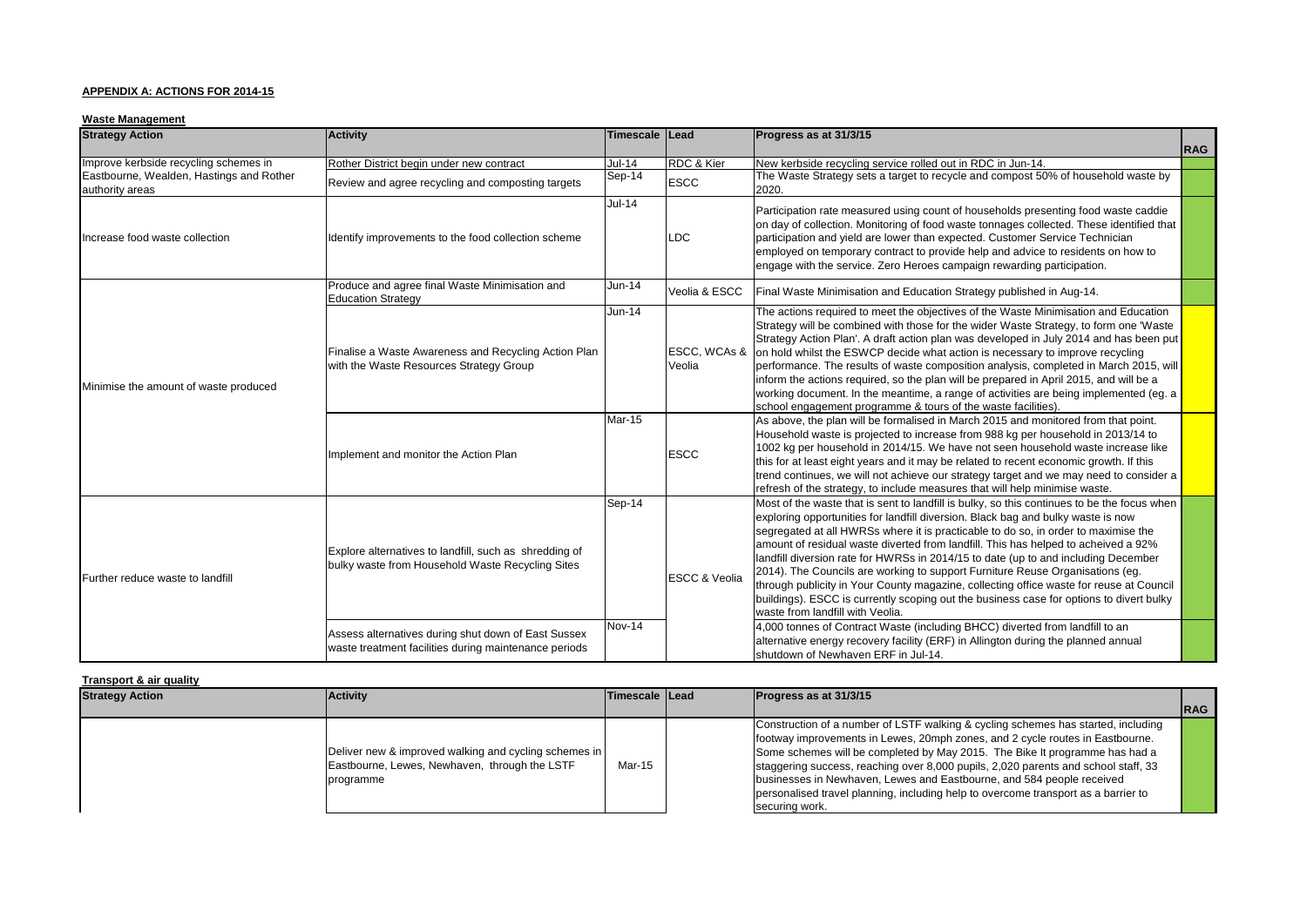**APPENDIX A: ACTIONS FOR 2014-15**

**Waste Management**

| Strategy Action | Activity | Timescale | Lead | Progress as at 31/3/15 | RAG |
|---|---|---|---|---|---|
| Improve kerbside recycling schemes in Eastbourne, Wealden, Hastings and Rother authority areas | Rother District begin under new contract | Jul-14 | RDC & Kier | New kerbside recycling service rolled out in RDC in Jun-14. | |
| | Review and agree recycling and composting targets | Sep-14 | ESCC | The Waste Strategy sets a target to recycle and compost 50% of household waste by 2020. | |
| Increase food waste collection | Identify improvements to the food collection scheme | Jul-14 | LDC | Participation rate measured using count of households presenting food waste caddie on day of collection. Monitoring of food waste tonnages collected. These identified that participation and yield are lower than expected. Customer Service Technician employed on temporary contract to provide help and advice to residents on how to engage with the service. Zero Heroes campaign rewarding participation. | |
| Minimise the amount of waste produced | Produce and agree final Waste Minimisation and Education Strategy | Jun-14 | Veolia & ESCC | Final Waste Minimisation and Education Strategy published in Aug-14. | |
| | Finalise a Waste Awareness and Recycling Action Plan with the Waste Resources Strategy Group | Jun-14 | ESCC, WCAs & Veolia | The actions required to meet the objectives of the Waste Minimisation and Education Strategy will be combined with those for the wider Waste Strategy, to form one 'Waste Strategy Action Plan'. A draft action plan was developed in July 2014 and has been put on hold whilst the ESWCP decide what action is necessary to improve recycling performance. The results of waste composition analysis, completed in March 2015, will inform the actions required, so the plan will be prepared in April 2015, and will be a working document. In the meantime, a range of activities are being implemented (eg. a school engagement programme & tours of the waste facilities). | |
| | Implement and monitor the Action Plan | Mar-15 | ESCC | As above, the plan will be formalised in March 2015 and monitored from that point. Household waste is projected to increase from 988 kg per household in 2013/14 to 1002 kg per household in 2014/15. We have not seen household waste increase like this for at least eight years and it may be related to recent economic growth. If this trend continues, we will not achieve our strategy target and we may need to consider a refresh of the strategy, to include measures that will help minimise waste. | |
| Further reduce waste to landfill | Explore alternatives to landfill, such as shredding of bulky waste from Household Waste Recycling Sites | Sep-14 | ESCC & Veolia | Most of the waste that is sent to landfill is bulky, so this continues to be the focus when exploring opportunities for landfill diversion. Black bag and bulky waste is now segregated at all HWRSs where it is practicable to do so, in order to maximise the amount of residual waste diverted from landfill. This has helped to acheive a 92% landfill diversion rate for HWRSs in 2014/15 to date (up to and including December 2014). The Councils are working to support Furniture Reuse Organisations (eg. through publicity in Your County magazine, collecting office waste for reuse at Council buildings). ESCC is currently scoping out the business case for options to divert bulky waste from landfill with Veolia. | |
| | Assess alternatives during shut down of East Sussex waste treatment facilities during maintenance periods | Nov-14 | | 4,000 tonnes of Contract Waste (including BHCC) diverted from landfill to an alternative energy recovery facility (ERF) in Allington during the planned annual shutdown of Newhaven ERF in Jul-14. | |

**Transport & air quality**

| Strategy Action | Activity | Timescale | Lead | Progress as at 31/3/15 | RAG |
|---|---|---|---|---|---|
| | Deliver new & improved walking and cycling schemes in Eastbourne, Lewes, Newhaven, through the LSTF programme | Mar-15 | | Construction of a number of LSTF walking & cycling schemes has started, including footway improvements in Lewes, 20mph zones, and 2 cycle routes in Eastbourne. Some schemes will be completed by May 2015. The Bike It programme has had a staggering success, reaching over 8,000 pupils, 2,020 parents and school staff, 33 businesses in Newhaven, Lewes and Eastbourne, and 584 people received personalised travel planning, including help to overcome transport as a barrier to securing work. | |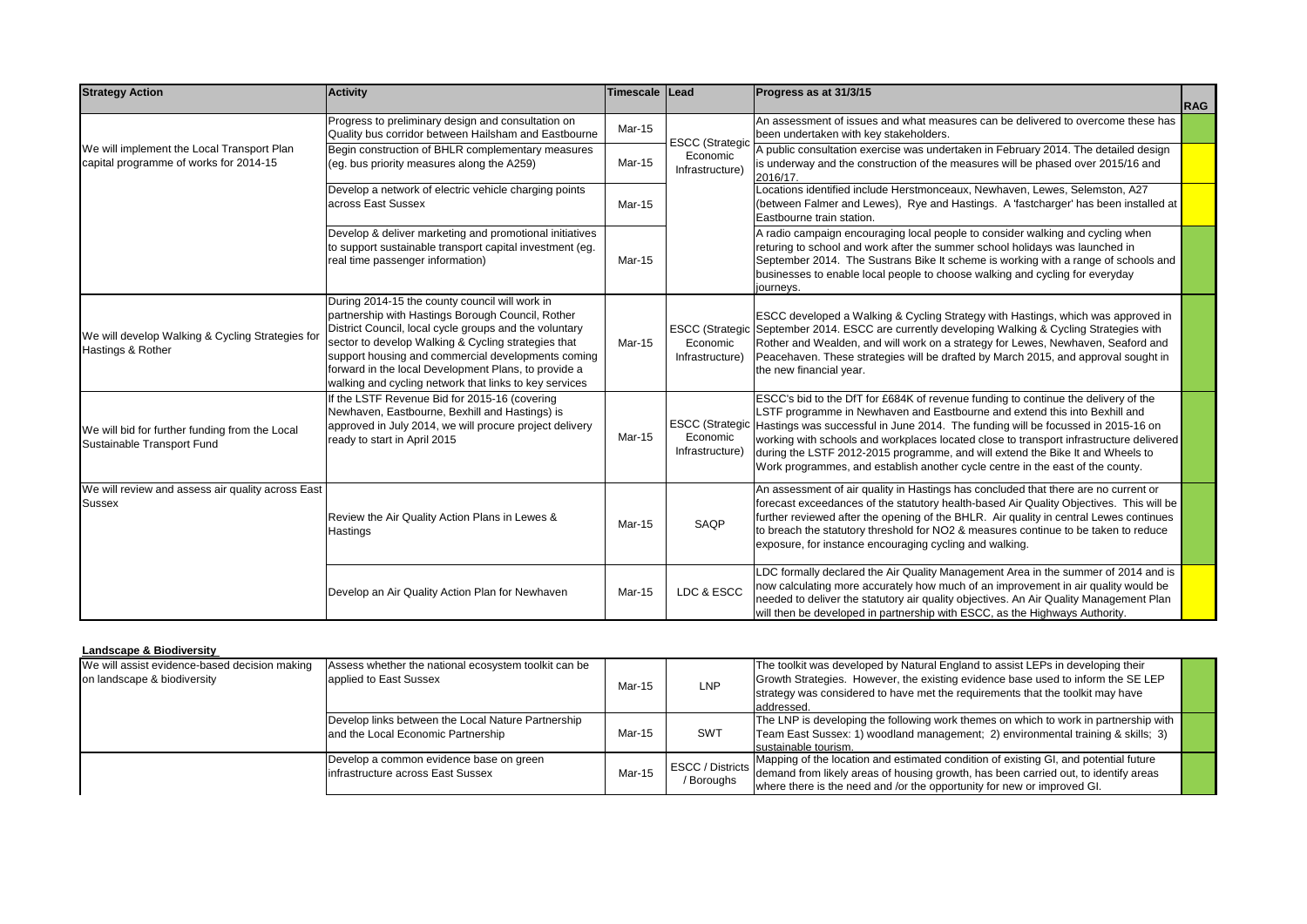| Strategy Action | Activity | Timescale | Lead | Progress as at 31/3/15 | RAG |
|---|---|---|---|---|---|
| We will implement the Local Transport Plan capital programme of works for 2014-15 | Progress to preliminary design and consultation on Quality bus corridor between Hailsham and Eastbourne | Mar-15 | ESCC (Strategic Economic Infrastructure) | An assessment of issues and what measures can be delivered to overcome these has been undertaken with key stakeholders. | |
| | Begin construction of BHLR complementary measures (eg. bus priority measures along the A259) | Mar-15 | | A public consultation exercise was undertaken in February 2014. The detailed design is underway and the construction of the measures will be phased over 2015/16 and 2016/17. | |
| | Develop a network of electric vehicle charging points across East Sussex | Mar-15 | | Locations identified include Herstmonceaux, Newhaven, Lewes, Selemston, A27 (between Falmer and Lewes), Rye and Hastings. A 'fastcharger' has been installed at Eastbourne train station. | |
| | Develop & deliver marketing and promotional initiatives to support sustainable transport capital investment (eg. real time passenger information) | Mar-15 | | A radio campaign encouraging local people to consider walking and cycling when returing to school and work after the summer school holidays was launched in September 2014. The Sustrans Bike It scheme is working with a range of schools and businesses to enable local people to choose walking and cycling for everyday journeys. | |
| We will develop Walking & Cycling Strategies for Hastings & Rother | During 2014-15 the county council will work in partnership with Hastings Borough Council, Rother District Council, local cycle groups and the voluntary sector to develop Walking & Cycling strategies that support housing and commercial developments coming forward in the local Development Plans, to provide a walking and cycling network that links to key services | Mar-15 | ESCC (Strategic Economic Infrastructure) | ESCC developed a Walking & Cycling Strategy with Hastings, which was approved in September 2014. ESCC are currently developing Walking & Cycling Strategies with Rother and Wealden, and will work on a strategy for Lewes, Newhaven, Seaford and Peacehaven. These strategies will be drafted by March 2015, and approval sought in the new financial year. | |
| We will bid for further funding from the Local Sustainable Transport Fund | If the LSTF Revenue Bid for 2015-16 (covering Newhaven, Eastbourne, Bexhill and Hastings) is approved in July 2014, we will procure project delivery ready to start in April 2015 | Mar-15 | ESCC (Strategic Economic Infrastructure) | ESCC's bid to the DfT for £684K of revenue funding to continue the delivery of the LSTF programme in Newhaven and Eastbourne and extend this into Bexhill and Hastings was successful in June 2014. The funding will be focussed in 2015-16 on working with schools and workplaces located close to transport infrastructure delivered during the LSTF 2012-2015 programme, and will extend the Bike It and Wheels to Work programmes, and establish another cycle centre in the east of the county. | |
| We will review and assess air quality across East Sussex | Review the Air Quality Action Plans in Lewes & Hastings | Mar-15 | SAQP | An assessment of air quality in Hastings has concluded that there are no current or forecast exceedances of the statutory health-based Air Quality Objectives. This will be further reviewed after the opening of the BHLR. Air quality in central Lewes continues to breach the statutory threshold for NO2 & measures continue to be taken to reduce exposure, for instance encouraging cycling and walking. | |
| | Develop an Air Quality Action Plan for Newhaven | Mar-15 | LDC & ESCC | LDC formally declared the Air Quality Management Area in the summer of 2014 and is now calculating more accurately how much of an improvement in air quality would be needed to deliver the statutory air quality objectives. An Air Quality Management Plan will then be developed in partnership with ESCC, as the Highways Authority. | |

**Landscape & Biodiversity**

| Strategy Action | Activity | Timescale | Lead | Progress as at 31/3/15 | RAG |
|---|---|---|---|---|---|
| We will assist evidence-based decision making on landscape & biodiversity | Assess whether the national ecosystem toolkit can be applied to East Sussex | Mar-15 | LNP | The toolkit was developed by Natural England to assist LEPs in developing their Growth Strategies. However, the existing evidence base used to inform the SE LEP strategy was considered to have met the requirements that the toolkit may have addressed. | |
| | Develop links between the Local Nature Partnership and the Local Economic Partnership | Mar-15 | SWT | The LNP is developing the following work themes on which to work in partnership with Team East Sussex: 1) woodland management; 2) environmental training & skills; 3) sustainable tourism. | |
| | Develop a common evidence base on green infrastructure across East Sussex | Mar-15 | ESCC / Districts / Boroughs | Mapping of the location and estimated condition of existing GI, and potential future demand from likely areas of housing growth, has been carried out, to identify areas where there is the need and /or the opportunity for new or improved GI. | |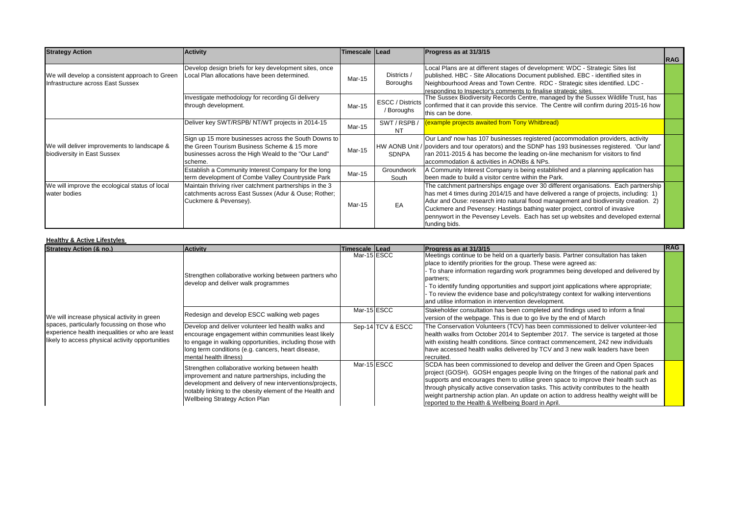| Strategy Action | Activity | Timescale | Lead | Progress as at 31/3/15 | RAG |
| --- | --- | --- | --- | --- | --- |
| We will develop a consistent approach to Green Infrastructure across East Sussex | Develop design briefs for key development sites, once Local Plan allocations have been determined. | Mar-15 | Districts / Boroughs | Local Plans are at different stages of development: WDC - Strategic Sites list published. HBC - Site Allocations Document published. EBC - identified sites in Neighbourhood Areas and Town Centre. RDC - Strategic sites identified. LDC - responding to Inspector's comments to finalise strategic sites. | |
| | Investigate methodology for recording GI delivery through development. | Mar-15 | ESCC / Districts / Boroughs | The Sussex Biodiversity Records Centre, managed by the Sussex Wildlife Trust, has confirmed that it can provide this service. The Centre will confirm during 2015-16 how this can be done. | |
| We will deliver improvements to landscape & biodiversity in East Sussex | Deliver key SWT/RSPB/ NT/WT projects in 2014-15 | Mar-15 | SWT / RSPB / NT | (example projects awaited from Tony Whitbread) | |
| | Sign up 15 more businesses across the South Downs to the Green Tourism Business Scheme & 15 more businesses across the High Weald to the "Our Land" scheme. | Mar-15 | HW AONB Unit / SDNPA | Our Land' now has 107 businesses registered (accommodation providers, activity poviders and tour operators) and the SDNP has 193 businesses registered. 'Our land' ran 2011-2015 & has become the leading on-line mechanism for visitors to find accommodation & activities in AONBs & NPs. | |
| | Establish a Community Interest Company for the long term development of Combe Valley Countryside Park | Mar-15 | Groundwork South | A Community Interest Company is being established and a planning application has been made to build a visitor centre within the Park. | |
| We will improve the ecological status of local water bodies | Maintain thriving river catchment partnerships in the 3 catchments across East Sussex (Adur & Ouse; Rother; Cuckmere & Pevensey). | Mar-15 | EA | The catchment partnerships engage over 30 different organisations. Each partnership has met 4 times during 2014/15 and have delivered a range of projects, including: 1) Adur and Ouse: research into natural flood management and biodiversity creation. 2) Cuckmere and Pevensey: Hastings bathing water project, control of invasive pennywort in the Pevensey Levels. Each has set up websites and developed external funding bids. | |

**Healthy & Active Lifestyles**

| Strategy Action (& no.) | Activity | Timescale | Lead | Progress as at 31/3/15 | RAG |
| --- | --- | --- | --- | --- | --- |
| We will increase physical activity in green spaces, particularly focussing on those who experience health inequalities or who are least likely to access physical activity opportunities | Strengthen collaborative working between partners who develop and deliver walk programmes | Mar-15 | ESCC | Meetings continue to be held on a quarterly basis. Partner consultation has taken place to identify priorities for the group. These were agreed as:<br>- To share information regarding work programmes being developed and delivered by partners;<br>- To identify funding opportunities and support joint applications where appropriate;<br>- To review the evidence base and policy/strategy context for walking interventions and utilise information in intervention development. | |
| | Redesign and develop ESCC walking web pages | Mar-15 | ESCC | Stakeholder consultation has been completed and findings used to inform a final version of the webpage. This is due to go live by the end of March | |
| | Develop and deliver volunteer led health walks and encourage engagement within communities least likely to engage in walking opportunities, including those with long term conditions (e.g. cancers, heart disease, mental health illness) | Sep-14 | TCV & ESCC | The Conservation Volunteers (TCV) has been commissioned to deliver volunteer-led health walks from October 2014 to September 2017. The service is targeted at those with existing health conditions. Since contract commencement, 242 new individuals have accessed health walks delivered by TCV and 3 new walk leaders have been recruited. | |
| | Strengthen collaborative working between health improvement and nature partnerships, including the development and delivery of new interventions/projects, notably linking to the obesity element of the Health and Wellbeing Strategy Action Plan | Mar-15 | ESCC | SCDA has been commissioned to develop and deliver the Green and Open Spaces project (GOSH). GOSH engages people living on the fringes of the national park and supports and encourages them to utilise green space to improve their health such as through physically active conservation tasks. This activity contributes to the health weight partnership action plan. An update on action to address healthy weight willl be reported to the Health & Wellbeing Board in April. | |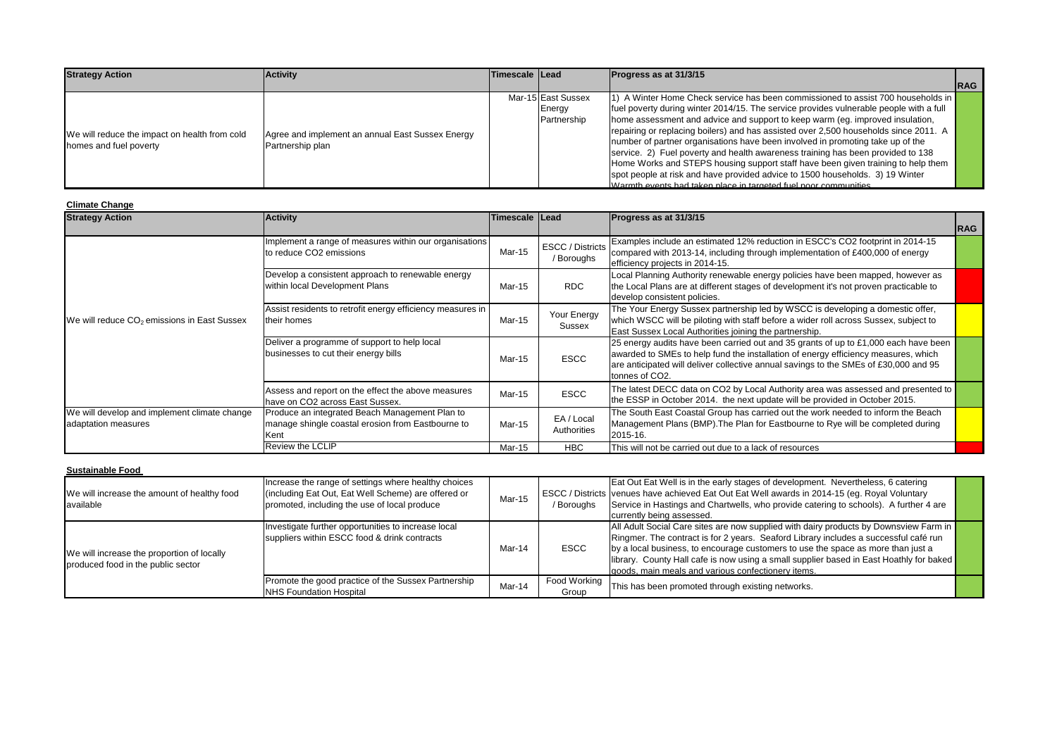| Strategy Action | Activity | Timescale | Lead | Progress as at 31/3/15 | RAG |
|---|---|---|---|---|---|
| We will reduce the impact on health from cold homes and fuel poverty | Agree and implement an annual East Sussex Energy Partnership plan | Mar-15 | East Sussex Energy Partnership | 1) A Winter Home Check service has been commissioned to assist 700 households in fuel poverty during winter 2014/15. The service provides vulnerable people with a full home assessment and advice and support to keep warm (eg. improved insulation, repairing or replacing boilers) and has assisted over 2,500 households since 2011. A number of partner organisations have been involved in promoting take up of the service. 2) Fuel poverty and health awareness training has been provided to 138 Home Works and STEPS housing support staff have been given training to help them spot people at risk and have provided advice to 1500 households. 3) 19 Winter Warmth events had taken place in targeted fuel poor communities | |

**Climate Change**

| Strategy Action | Activity | Timescale | Lead | Progress as at 31/3/15 | RAG |
|---|---|---|---|---|---|
| We will reduce $CO_2$ emissions in East Sussex | Implement a range of measures within our organisations to reduce CO2 emissions | Mar-15 | ESCC / Districts / Boroughs | Examples include an estimated 12% reduction in ESCC's CO2 footprint in 2014-15 compared with 2013-14, including through implementation of £400,000 of energy efficiency projects in 2014-15. | |
| | Develop a consistent approach to renewable energy within local Development Plans | Mar-15 | RDC | Local Planning Authority renewable energy policies have been mapped, however as the Local Plans are at different stages of development it's not proven practicable to develop consistent policies. | |
| | Assist residents to retrofit energy efficiency measures in their homes | Mar-15 | Your Energy Sussex | The Your Energy Sussex partnership led by WSCC is developing a domestic offer, which WSCC will be piloting with staff before a wider roll across Sussex, subject to East Sussex Local Authorities joining the partnership. | |
| | Deliver a programme of support to help local businesses to cut their energy bills | Mar-15 | ESCC | 25 energy audits have been carried out and 35 grants of up to £1,000 each have been awarded to SMEs to help fund the installation of energy efficiency measures, which are anticipated will deliver collective annual savings to the SMEs of £30,000 and 95 tonnes of CO2. | |
| | Assess and report on the effect the above measures have on CO2 across East Sussex. | Mar-15 | ESCC | The latest DECC data on CO2 by Local Authority area was assessed and presented to the ESSP in October 2014. the next update will be provided in October 2015. | |
| We will develop and implement climate change adaptation measures | Produce an integrated Beach Management Plan to manage shingle coastal erosion from Eastbourne to Kent | Mar-15 | EA / Local Authorities | The South East Coastal Group has carried out the work needed to inform the Beach Management Plans (BMP).The Plan for Eastbourne to Rye will be completed during 2015-16. | |
| | Review the LCLIP | Mar-15 | HBC | This will not be carried out due to a lack of resources | |

**Sustainable Food**

| Strategy Action | Activity | Timescale | Lead | Progress as at 31/3/15 | RAG |
|---|---|---|---|---|---|
| We will increase the amount of healthy food available | Increase the range of settings where healthy choices (including Eat Out, Eat Well Scheme) are offered or promoted, including the use of local produce | Mar-15 | ESCC / Districts / Boroughs | Eat Out Eat Well is in the early stages of development. Nevertheless, 6 catering venues have achieved Eat Out Eat Well awards in 2014-15 (eg. Royal Voluntary Service in Hastings and Chartwells, who provide catering to schools). A further 4 are currently being assessed. | |
| We will increase the proportion of locally produced food in the public sector | Investigate further opportunities to increase local suppliers within ESCC food & drink contracts | Mar-14 | ESCC | All Adult Social Care sites are now supplied with dairy products by Downsview Farm in Ringmer. The contract is for 2 years. Seaford Library includes a successful café run by a local business, to encourage customers to use the space as more than just a library. County Hall cafe is now using a small supplier based in East Hoathly for baked goods, main meals and various confectionery items. | |
| | Promote the good practice of the Sussex Partnership NHS Foundation Hospital | Mar-14 | Food Working Group | This has been promoted through existing networks. | |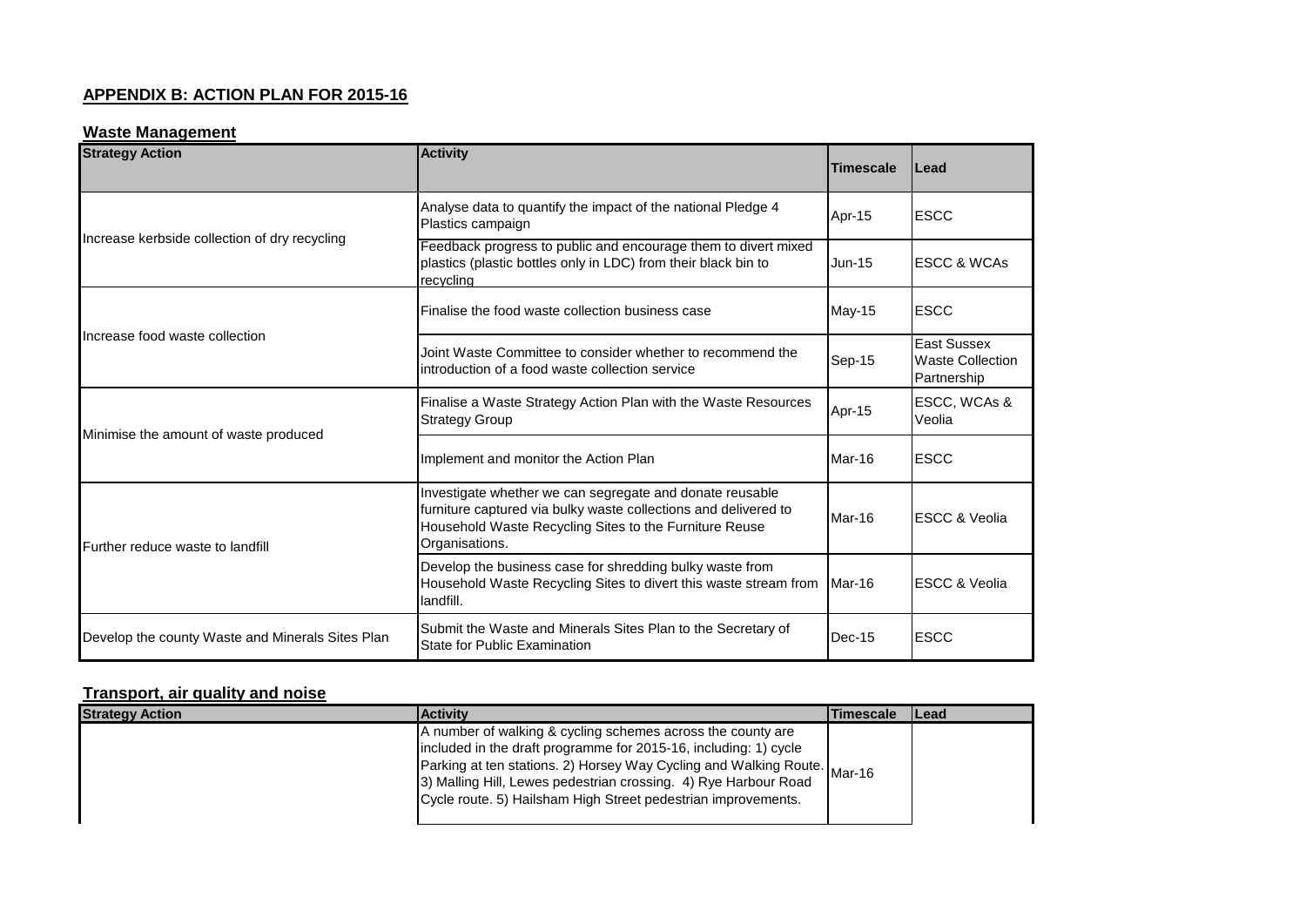## APPENDIX B: ACTION PLAN FOR 2015-16

### Waste Management

| Strategy Action | Activity | Timescale | Lead |
|---|---|---|---|
| Increase kerbside collection of dry recycling | Analyse data to quantify the impact of the national Pledge 4 Plastics campaign | Apr-15 | ESCC |
| | Feedback progress to public and encourage them to divert mixed plastics (plastic bottles only in LDC) from their black bin to recycling | Jun-15 | ESCC & WCAs |
| Increase food waste collection | Finalise the food waste collection business case | May-15 | ESCC |
| | Joint Waste Committee to consider whether to recommend the introduction of a food waste collection service | Sep-15 | East Sussex Waste Collection Partnership |
| Minimise the amount of waste produced | Finalise a Waste Strategy Action Plan with the Waste Resources Strategy Group | Apr-15 | ESCC, WCAs & Veolia |
| | Implement and monitor the Action Plan | Mar-16 | ESCC |
| Further reduce waste to landfill | Investigate whether we can segregate and donate reusable furniture captured via bulky waste collections and delivered to Household Waste Recycling Sites to the Furniture Reuse Organisations. | Mar-16 | ESCC & Veolia |
| | Develop the business case for shredding bulky waste from Household Waste Recycling Sites to divert this waste stream from landfill. | Mar-16 | ESCC & Veolia |
| Develop the county Waste and Minerals Sites Plan | Submit the Waste and Minerals Sites Plan to the Secretary of State for Public Examination | Dec-15 | ESCC |

### Transport, air quality and noise

| Strategy Action | Activity | Timescale | Lead |
|---|---|---|---|
| | A number of walking & cycling schemes across the county are included in the draft programme for 2015-16, including: 1) cycle Parking at ten stations. 2) Horsey Way Cycling and Walking Route. 3) Malling Hill, Lewes pedestrian crossing. 4) Rye Harbour Road Cycle route. 5) Hailsham High Street pedestrian improvements. | Mar-16 | |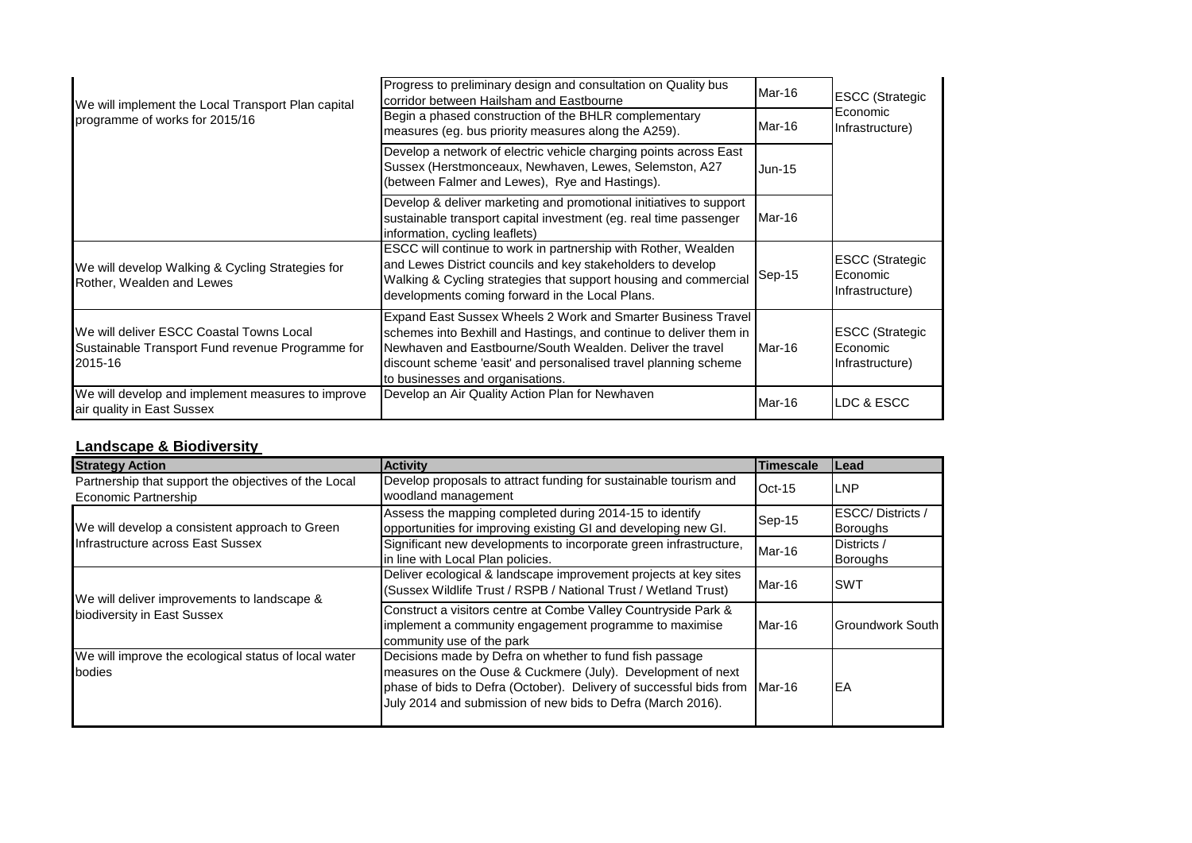| | | | |
|---|---|---|---|
| We will implement the Local Transport Plan capital programme of works for 2015/16 | Progress to preliminary design and consultation on Quality bus corridor between Hailsham and Eastbourne | Mar-16 | ESCC (Strategic Economic Infrastructure) |
| | Begin a phased construction of the BHLR complementary measures (eg. bus priority measures along the A259). | Mar-16 | |
| | Develop a network of electric vehicle charging points across East Sussex (Herstmonceaux, Newhaven, Lewes, Selemston, A27 (between Falmer and Lewes), Rye and Hastings). | Jun-15 | |
| | Develop & deliver marketing and promotional initiatives to support sustainable transport capital investment (eg. real time passenger information, cycling leaflets) | Mar-16 | |
| We will develop Walking & Cycling Strategies for Rother, Wealden and Lewes | ESCC will continue to work in partnership with Rother, Wealden and Lewes District councils and key stakeholders to develop Walking & Cycling strategies that support housing and commercial developments coming forward in the Local Plans. | Sep-15 | ESCC (Strategic Economic Infrastructure) |
| We will deliver ESCC Coastal Towns Local Sustainable Transport Fund revenue Programme for 2015-16 | Expand East Sussex Wheels 2 Work and Smarter Business Travel schemes into Bexhill and Hastings, and continue to deliver them in Newhaven and Eastbourne/South Wealden. Deliver the travel discount scheme 'easit' and personalised travel planning scheme to businesses and organisations. | Mar-16 | ESCC (Strategic Economic Infrastructure) |
| We will develop and implement measures to improve air quality in East Sussex | Develop an Air Quality Action Plan for Newhaven | Mar-16 | LDC & ESCC |

## Landscape & Biodiversity

| Strategy Action | Activity | Timescale | Lead |
|---|---|---|---|
| Partnership that support the objectives of the Local Economic Partnership | Develop proposals to attract funding for sustainable tourism and woodland management | Oct-15 | LNP |
| We will develop a consistent approach to Green Infrastructure across East Sussex | Assess the mapping completed during 2014-15 to identify opportunities for improving existing GI and developing new GI. | Sep-15 | ESCC/ Districts / Boroughs |
| | Significant new developments to incorporate green infrastructure, in line with Local Plan policies. | Mar-16 | Districts / Boroughs |
| We will deliver improvements to landscape & biodiversity in East Sussex | Deliver ecological & landscape improvement projects at key sites (Sussex Wildlife Trust / RSPB / National Trust / Wetland Trust) | Mar-16 | SWT |
| | Construct a visitors centre at Combe Valley Countryside Park & implement a community engagement programme to maximise community use of the park | Mar-16 | Groundwork South |
| We will improve the ecological status of local water bodies | Decisions made by Defra on whether to fund fish passage measures on the Ouse & Cuckmere (July). Development of next phase of bids to Defra (October). Delivery of successful bids from July 2014 and submission of new bids to Defra (March 2016). | Mar-16 | EA |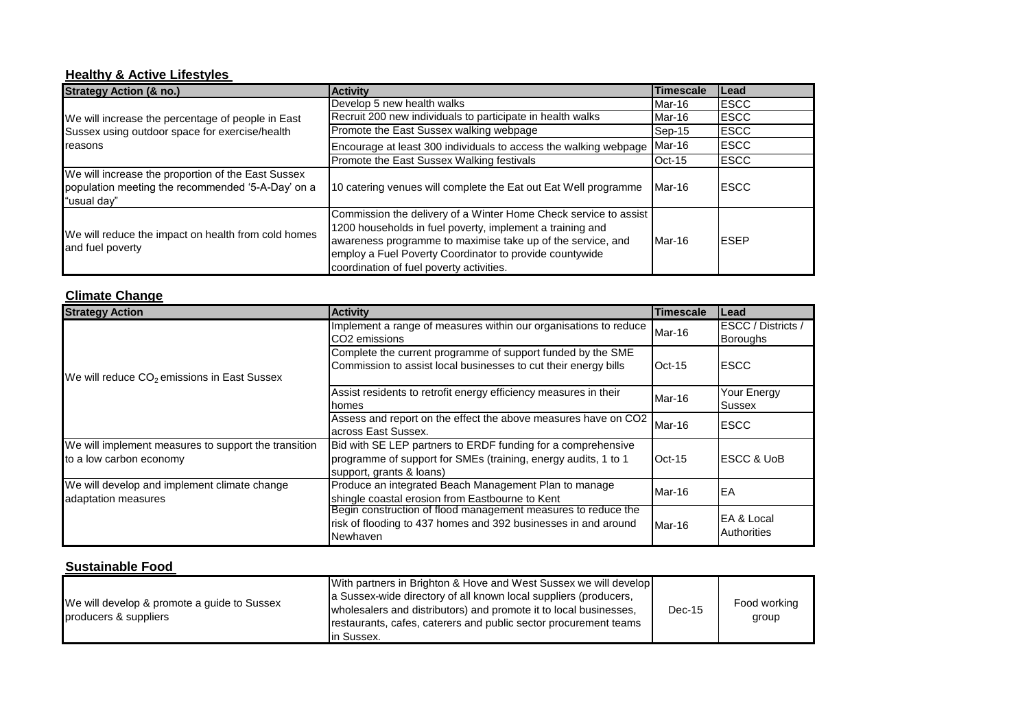## Healthy & Active Lifestyles

| Strategy Action (& no.) | Activity | Timescale | Lead |
|---|---|---|---|
| We will increase the percentage of people in East Sussex using outdoor space for exercise/health reasons | Develop 5 new health walks | Mar-16 | ESCC |
| | Recruit 200 new individuals to participate in health walks | Mar-16 | ESCC |
| | Promote the East Sussex walking webpage | Sep-15 | ESCC |
| | Encourage at least 300 individuals to access the walking webpage | Mar-16 | ESCC |
| | Promote the East Sussex Walking festivals | Oct-15 | ESCC |
| We will increase the proportion of the East Sussex population meeting the recommended '5-A-Day' on a "usual day" | 10 catering venues will complete the Eat out Eat Well programme | Mar-16 | ESCC |
| We will reduce the impact on health from cold homes and fuel poverty | Commission the delivery of a Winter Home Check service to assist 1200 households in fuel poverty, implement a training and awareness programme to maximise take up of the service, and employ a Fuel Poverty Coordinator to provide countywide coordination of fuel poverty activities. | Mar-16 | ESEP |

## Climate Change

| Strategy Action | Activity | Timescale | Lead |
|---|---|---|---|
| We will reduce $CO_2$ emissions in East Sussex | Implement a range of measures within our organisations to reduce $CO_2$ emissions | Mar-16 | ESCC / Districts / Boroughs |
| | Complete the current programme of support funded by the SME Commission to assist local businesses to cut their energy bills | Oct-15 | ESCC |
| | Assist residents to retrofit energy efficiency measures in their homes | Mar-16 | Your Energy Sussex |
| | Assess and report on the effect the above measures have on $CO_2$ across East Sussex. | Mar-16 | ESCC |
| We will implement measures to support the transition to a low carbon economy | Bid with SE LEP partners to ERDF funding for a comprehensive programme of support for SMEs (training, energy audits, 1 to 1 support, grants & loans) | Oct-15 | ESCC & UoB |
| We will develop and implement climate change adaptation measures | Produce an integrated Beach Management Plan to manage shingle coastal erosion from Eastbourne to Kent | Mar-16 | EA |
| | Begin construction of flood management measures to reduce the risk of flooding to 437 homes and 392 businesses in and around Newhaven | Mar-16 | EA & Local Authorities |

## Sustainable Food

| | | | |
|---|---|---|---|
| We will develop & promote a guide to Sussex producers & suppliers | With partners in Brighton & Hove and West Sussex we will develop a Sussex-wide directory of all known local suppliers (producers, wholesalers and distributors) and promote it to local businesses, restaurants, cafes, caterers and public sector procurement teams in Sussex. | Dec-15 | Food working group |